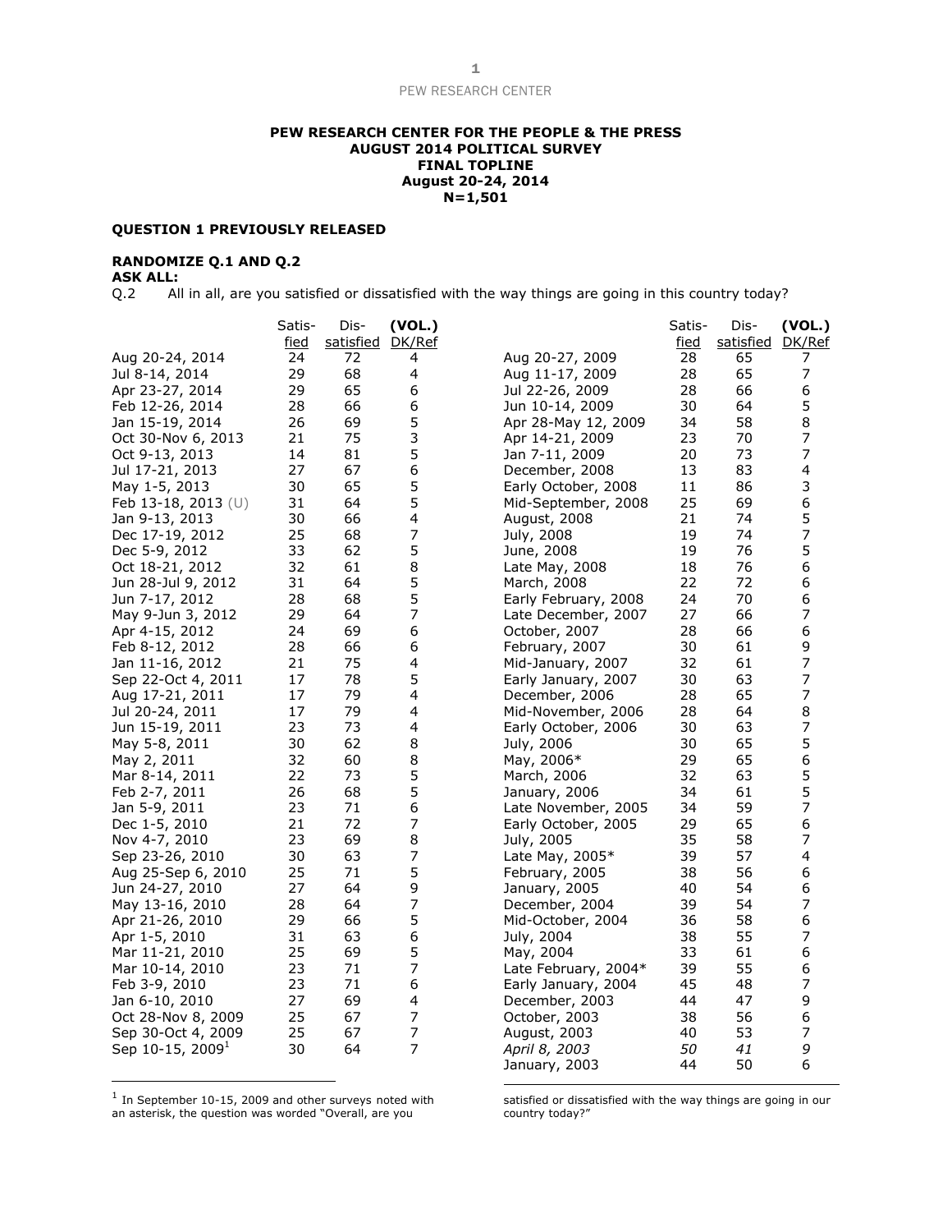**PEW RESEARCH CENTER FOR THE PEOPLE & THE PRESS**
**AUGUST 2014 POLITICAL SURVEY**
**FINAL TOPLINE**
**August 20-24, 2014**
**N=1,501**

**QUESTION 1 PREVIOUSLY RELEASED**

**RANDOMIZE Q.1 AND Q.2**
**ASK ALL:**
Q.2 All in all, are you satisfied or dissatisfied with the way things are going in this country today?

| | Satis-fied | Dis-satisfied | (VOL.) DK/Ref |
|---|---|---|---|
| Aug 20-24, 2014 | 24 | 72 | 4 |
| Jul 8-14, 2014 | 29 | 68 | 4 |
| Apr 23-27, 2014 | 29 | 65 | 6 |
| Feb 12-26, 2014 | 28 | 66 | 6 |
| Jan 15-19, 2014 | 26 | 69 | 5 |
| Oct 30-Nov 6, 2013 | 21 | 75 | 3 |
| Oct 9-13, 2013 | 14 | 81 | 5 |
| Jul 17-21, 2013 | 27 | 67 | 6 |
| May 1-5, 2013 | 30 | 65 | 5 |
| Feb 13-18, 2013 (U) | 31 | 64 | 5 |
| Jan 9-13, 2013 | 30 | 66 | 4 |
| Dec 17-19, 2012 | 25 | 68 | 7 |
| Dec 5-9, 2012 | 33 | 62 | 5 |
| Oct 18-21, 2012 | 32 | 61 | 8 |
| Jun 28-Jul 9, 2012 | 31 | 64 | 5 |
| Jun 7-17, 2012 | 28 | 68 | 5 |
| May 9-Jun 3, 2012 | 29 | 64 | 7 |
| Apr 4-15, 2012 | 24 | 69 | 6 |
| Feb 8-12, 2012 | 28 | 66 | 6 |
| Jan 11-16, 2012 | 21 | 75 | 4 |
| Sep 22-Oct 4, 2011 | 17 | 78 | 5 |
| Aug 17-21, 2011 | 17 | 79 | 4 |
| Jul 20-24, 2011 | 17 | 79 | 4 |
| Jun 15-19, 2011 | 23 | 73 | 4 |
| May 5-8, 2011 | 30 | 62 | 8 |
| May 2, 2011 | 32 | 60 | 8 |
| Mar 8-14, 2011 | 22 | 73 | 5 |
| Feb 2-7, 2011 | 26 | 68 | 5 |
| Jan 5-9, 2011 | 23 | 71 | 6 |
| Dec 1-5, 2010 | 21 | 72 | 7 |
| Nov 4-7, 2010 | 23 | 69 | 8 |
| Sep 23-26, 2010 | 30 | 63 | 7 |
| Aug 25-Sep 6, 2010 | 25 | 71 | 5 |
| Jun 24-27, 2010 | 27 | 64 | 9 |
| May 13-16, 2010 | 28 | 64 | 7 |
| Apr 21-26, 2010 | 29 | 66 | 5 |
| Apr 1-5, 2010 | 31 | 63 | 6 |
| Mar 11-21, 2010 | 25 | 69 | 5 |
| Mar 10-14, 2010 | 23 | 71 | 7 |
| Feb 3-9, 2010 | 23 | 71 | 6 |
| Jan 6-10, 2010 | 27 | 69 | 4 |
| Oct 28-Nov 8, 2009 | 25 | 67 | 7 |
| Sep 30-Oct 4, 2009 | 25 | 67 | 7 |
| Sep 10-15, 2009[1] | 30 | 64 | 7 |
| Aug 20-27, 2009 | 28 | 65 | 7 |
| Aug 11-17, 2009 | 28 | 65 | 7 |
| Jul 22-26, 2009 | 28 | 66 | 6 |
| Jun 10-14, 2009 | 30 | 64 | 5 |
| Apr 28-May 12, 2009 | 34 | 58 | 8 |
| Apr 14-21, 2009 | 23 | 70 | 7 |
| Jan 7-11, 2009 | 20 | 73 | 7 |
| December, 2008 | 13 | 83 | 4 |
| Early October, 2008 | 11 | 86 | 3 |
| Mid-September, 2008 | 25 | 69 | 6 |
| August, 2008 | 21 | 74 | 5 |
| July, 2008 | 19 | 74 | 7 |
| June, 2008 | 19 | 76 | 5 |
| Late May, 2008 | 18 | 76 | 6 |
| March, 2008 | 22 | 72 | 6 |
| Early February, 2008 | 24 | 70 | 6 |
| Late December, 2007 | 27 | 66 | 7 |
| October, 2007 | 28 | 66 | 6 |
| February, 2007 | 30 | 61 | 9 |
| Mid-January, 2007 | 32 | 61 | 7 |
| Early January, 2007 | 30 | 63 | 7 |
| December, 2006 | 28 | 65 | 7 |
| Mid-November, 2006 | 28 | 64 | 8 |
| Early October, 2006 | 30 | 63 | 7 |
| July, 2006 | 30 | 65 | 5 |
| May, 2006* | 29 | 65 | 6 |
| March, 2006 | 32 | 63 | 5 |
| January, 2006 | 34 | 61 | 5 |
| Late November, 2005 | 34 | 59 | 7 |
| Early October, 2005 | 29 | 65 | 6 |
| July, 2005 | 35 | 58 | 7 |
| Late May, 2005* | 39 | 57 | 4 |
| February, 2005 | 38 | 56 | 6 |
| January, 2005 | 40 | 54 | 6 |
| December, 2004 | 39 | 54 | 7 |
| Mid-October, 2004 | 36 | 58 | 6 |
| July, 2004 | 38 | 55 | 7 |
| May, 2004 | 33 | 61 | 6 |
| Late February, 2004* | 39 | 55 | 6 |
| Early January, 2004 | 45 | 48 | 7 |
| December, 2003 | 44 | 47 | 9 |
| October, 2003 | 38 | 56 | 6 |
| August, 2003 | 40 | 53 | 7 |
| *April 8, 2003* | *50* | *41* | *9* |
| January, 2003 | 44 | 50 | 6 |

[1] In September 10-15, 2009 and other surveys noted with an asterisk, the question was worded "Overall, are you satisfied or dissatisfied with the way things are going in our country today?"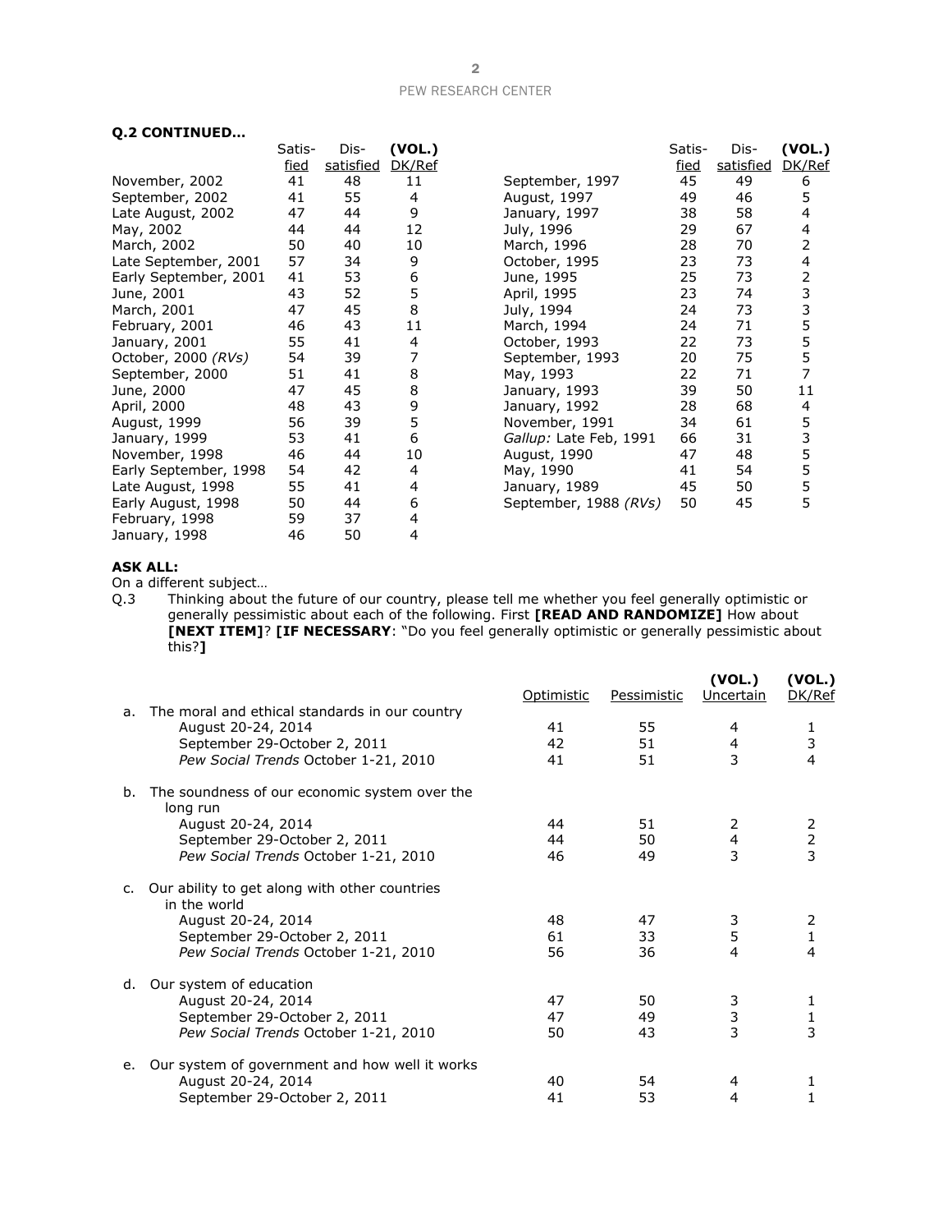**Q.2 CONTINUED…**

| | Satis-fied | Dis-satisfied | (VOL.) DK/Ref |
|---|---|---|---|
| November, 2002 | 41 | 48 | 11 |
| September, 2002 | 41 | 55 | 4 |
| Late August, 2002 | 47 | 44 | 9 |
| May, 2002 | 44 | 44 | 12 |
| March, 2002 | 50 | 40 | 10 |
| Late September, 2001 | 57 | 34 | 9 |
| Early September, 2001 | 41 | 53 | 6 |
| June, 2001 | 43 | 52 | 5 |
| March, 2001 | 47 | 45 | 8 |
| February, 2001 | 46 | 43 | 11 |
| January, 2001 | 55 | 41 | 4 |
| October, 2000 *(RVs)* | 54 | 39 | 7 |
| September, 2000 | 51 | 41 | 8 |
| June, 2000 | 47 | 45 | 8 |
| April, 2000 | 48 | 43 | 9 |
| August, 1999 | 56 | 39 | 5 |
| January, 1999 | 53 | 41 | 6 |
| November, 1998 | 46 | 44 | 10 |
| Early September, 1998 | 54 | 42 | 4 |
| Late August, 1998 | 55 | 41 | 4 |
| Early August, 1998 | 50 | 44 | 6 |
| February, 1998 | 59 | 37 | 4 |
| January, 1998 | 46 | 50 | 4 |
| September, 1997 | 45 | 49 | 6 |
| August, 1997 | 49 | 46 | 5 |
| January, 1997 | 38 | 58 | 4 |
| July, 1996 | 29 | 67 | 4 |
| March, 1996 | 28 | 70 | 2 |
| October, 1995 | 23 | 73 | 4 |
| June, 1995 | 25 | 73 | 2 |
| April, 1995 | 23 | 74 | 3 |
| July, 1994 | 24 | 73 | 3 |
| March, 1994 | 24 | 71 | 5 |
| October, 1993 | 22 | 73 | 5 |
| September, 1993 | 20 | 75 | 5 |
| May, 1993 | 22 | 71 | 7 |
| January, 1993 | 39 | 50 | 11 |
| January, 1992 | 28 | 68 | 4 |
| November, 1991 | 34 | 61 | 5 |
| *Gallup:* Late Feb, 1991 | 66 | 31 | 3 |
| August, 1990 | 47 | 48 | 5 |
| May, 1990 | 41 | 54 | 5 |
| January, 1989 | 45 | 50 | 5 |
| September, 1988 *(RVs)* | 50 | 45 | 5 |

**ASK ALL:**

On a different subject…

Q.3 Thinking about the future of our country, please tell me whether you feel generally optimistic or generally pessimistic about each of the following. First **[READ AND RANDOMIZE]** How about **[NEXT ITEM]**? **[IF NECESSARY**: "Do you feel generally optimistic or generally pessimistic about this?**]**

| | Optimistic | Pessimistic | (VOL.) Uncertain | (VOL.) DK/Ref |
|---|---|---|---|---|
| a. The moral and ethical standards in our country | | | | |
| August 20-24, 2014 | 41 | 55 | 4 | 1 |
| September 29-October 2, 2011 | 42 | 51 | 4 | 3 |
| *Pew Social Trends* October 1-21, 2010 | 41 | 51 | 3 | 4 |
| b. The soundness of our economic system over the long run | | | | |
| August 20-24, 2014 | 44 | 51 | 2 | 2 |
| September 29-October 2, 2011 | 44 | 50 | 4 | 2 |
| *Pew Social Trends* October 1-21, 2010 | 46 | 49 | 3 | 3 |
| c. Our ability to get along with other countries in the world | | | | |
| August 20-24, 2014 | 48 | 47 | 3 | 2 |
| September 29-October 2, 2011 | 61 | 33 | 5 | 1 |
| *Pew Social Trends* October 1-21, 2010 | 56 | 36 | 4 | 4 |
| d. Our system of education | | | | |
| August 20-24, 2014 | 47 | 50 | 3 | 1 |
| September 29-October 2, 2011 | 47 | 49 | 3 | 1 |
| *Pew Social Trends* October 1-21, 2010 | 50 | 43 | 3 | 3 |
| e. Our system of government and how well it works | | | | |
| August 20-24, 2014 | 40 | 54 | 4 | 1 |
| September 29-October 2, 2011 | 41 | 53 | 4 | 1 |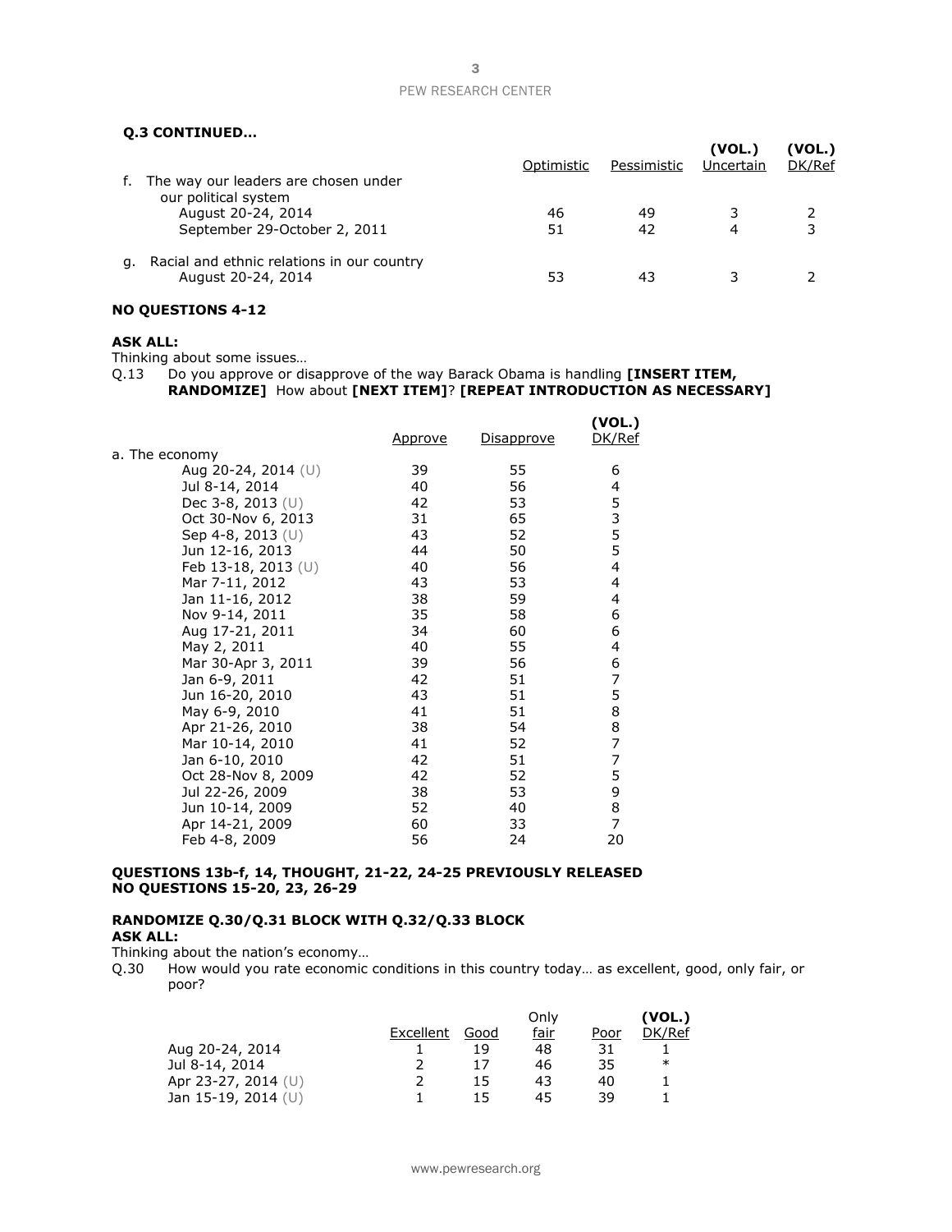**Q.3 CONTINUED…**

| | Optimistic | Pessimistic | (VOL.) Uncertain | (VOL.) DK/Ref |
|---|---|---|---|---|
| f. The way our leaders are chosen under our political system | | | | |
| August 20-24, 2014 | 46 | 49 | 3 | 2 |
| September 29-October 2, 2011 | 51 | 42 | 4 | 3 |
| g. Racial and ethnic relations in our country | | | | |
| August 20-24, 2014 | 53 | 43 | 3 | 2 |

**NO QUESTIONS 4-12**

**ASK ALL:**
Thinking about some issues…

Q.13 Do you approve or disapprove of the way Barack Obama is handling **[INSERT ITEM, RANDOMIZE]** How about **[NEXT ITEM]**? **[REPEAT INTRODUCTION AS NECESSARY]**

| | Approve | Disapprove | (VOL.) DK/Ref |
|---|---|---|---|
| a. The economy | | | |
| Aug 20-24, 2014 (U) | 39 | 55 | 6 |
| Jul 8-14, 2014 | 40 | 56 | 4 |
| Dec 3-8, 2013 (U) | 42 | 53 | 5 |
| Oct 30-Nov 6, 2013 | 31 | 65 | 3 |
| Sep 4-8, 2013 (U) | 43 | 52 | 5 |
| Jun 12-16, 2013 | 44 | 50 | 5 |
| Feb 13-18, 2013 (U) | 40 | 56 | 4 |
| Mar 7-11, 2012 | 43 | 53 | 4 |
| Jan 11-16, 2012 | 38 | 59 | 4 |
| Nov 9-14, 2011 | 35 | 58 | 6 |
| Aug 17-21, 2011 | 34 | 60 | 6 |
| May 2, 2011 | 40 | 55 | 4 |
| Mar 30-Apr 3, 2011 | 39 | 56 | 6 |
| Jan 6-9, 2011 | 42 | 51 | 7 |
| Jun 16-20, 2010 | 43 | 51 | 5 |
| May 6-9, 2010 | 41 | 51 | 8 |
| Apr 21-26, 2010 | 38 | 54 | 8 |
| Mar 10-14, 2010 | 41 | 52 | 7 |
| Jan 6-10, 2010 | 42 | 51 | 7 |
| Oct 28-Nov 8, 2009 | 42 | 52 | 5 |
| Jul 22-26, 2009 | 38 | 53 | 9 |
| Jun 10-14, 2009 | 52 | 40 | 8 |
| Apr 14-21, 2009 | 60 | 33 | 7 |
| Feb 4-8, 2009 | 56 | 24 | 20 |

**QUESTIONS 13b-f, 14, THOUGHT, 21-22, 24-25 PREVIOUSLY RELEASED**
**NO QUESTIONS 15-20, 23, 26-29**

**RANDOMIZE Q.30/Q.31 BLOCK WITH Q.32/Q.33 BLOCK**
**ASK ALL:**
Thinking about the nation's economy…

Q.30 How would you rate economic conditions in this country today… as excellent, good, only fair, or poor?

| | Excellent | Good | Only fair | Poor | (VOL.) DK/Ref |
|---|---|---|---|---|---|
| Aug 20-24, 2014 | 1 | 19 | 48 | 31 | 1 |
| Jul 8-14, 2014 | 2 | 17 | 46 | 35 | * |
| Apr 23-27, 2014 (U) | 2 | 15 | 43 | 40 | 1 |
| Jan 15-19, 2014 (U) | 1 | 15 | 45 | 39 | 1 |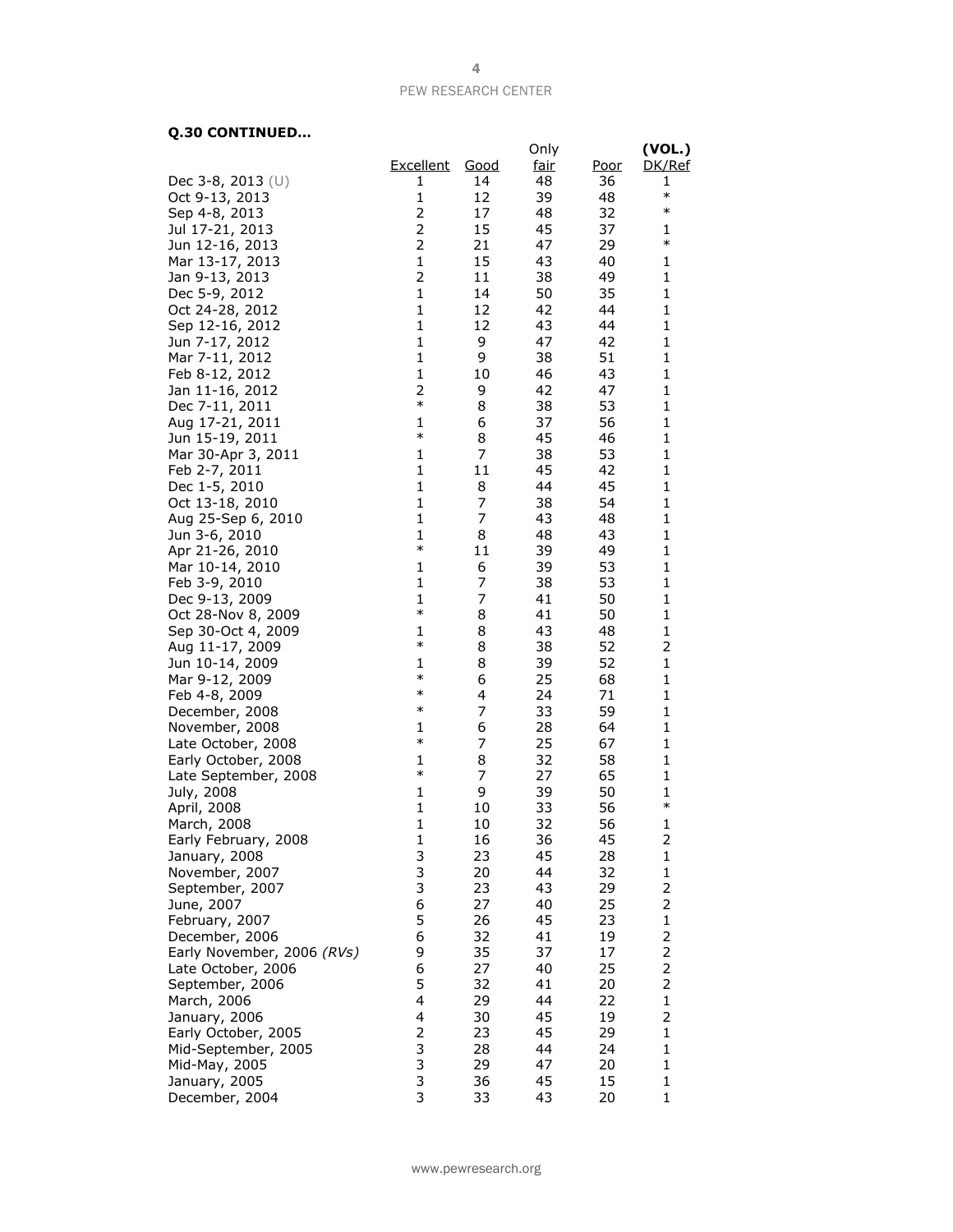**Q.30 CONTINUED…**

| | Excellent | Good | Only fair | Poor | (VOL.) DK/Ref |
|---|---|---|---|---|---|
| Dec 3-8, 2013 (U) | 1 | 14 | 48 | 36 | 1 |
| Oct 9-13, 2013 | 1 | 12 | 39 | 48 | * |
| Sep 4-8, 2013 | 2 | 17 | 48 | 32 | * |
| Jul 17-21, 2013 | 2 | 15 | 45 | 37 | 1 |
| Jun 12-16, 2013 | 2 | 21 | 47 | 29 | * |
| Mar 13-17, 2013 | 1 | 15 | 43 | 40 | 1 |
| Jan 9-13, 2013 | 2 | 11 | 38 | 49 | 1 |
| Dec 5-9, 2012 | 1 | 14 | 50 | 35 | 1 |
| Oct 24-28, 2012 | 1 | 12 | 42 | 44 | 1 |
| Sep 12-16, 2012 | 1 | 12 | 43 | 44 | 1 |
| Jun 7-17, 2012 | 1 | 9 | 47 | 42 | 1 |
| Mar 7-11, 2012 | 1 | 9 | 38 | 51 | 1 |
| Feb 8-12, 2012 | 1 | 10 | 46 | 43 | 1 |
| Jan 11-16, 2012 | 2 | 9 | 42 | 47 | 1 |
| Dec 7-11, 2011 | * | 8 | 38 | 53 | 1 |
| Aug 17-21, 2011 | 1 | 6 | 37 | 56 | 1 |
| Jun 15-19, 2011 | * | 8 | 45 | 46 | 1 |
| Mar 30-Apr 3, 2011 | 1 | 7 | 38 | 53 | 1 |
| Feb 2-7, 2011 | 1 | 11 | 45 | 42 | 1 |
| Dec 1-5, 2010 | 1 | 8 | 44 | 45 | 1 |
| Oct 13-18, 2010 | 1 | 7 | 38 | 54 | 1 |
| Aug 25-Sep 6, 2010 | 1 | 7 | 43 | 48 | 1 |
| Jun 3-6, 2010 | 1 | 8 | 48 | 43 | 1 |
| Apr 21-26, 2010 | * | 11 | 39 | 49 | 1 |
| Mar 10-14, 2010 | 1 | 6 | 39 | 53 | 1 |
| Feb 3-9, 2010 | 1 | 7 | 38 | 53 | 1 |
| Dec 9-13, 2009 | 1 | 7 | 41 | 50 | 1 |
| Oct 28-Nov 8, 2009 | * | 8 | 41 | 50 | 1 |
| Sep 30-Oct 4, 2009 | 1 | 8 | 43 | 48 | 1 |
| Aug 11-17, 2009 | * | 8 | 38 | 52 | 2 |
| Jun 10-14, 2009 | 1 | 8 | 39 | 52 | 1 |
| Mar 9-12, 2009 | * | 6 | 25 | 68 | 1 |
| Feb 4-8, 2009 | * | 4 | 24 | 71 | 1 |
| December, 2008 | * | 7 | 33 | 59 | 1 |
| November, 2008 | 1 | 6 | 28 | 64 | 1 |
| Late October, 2008 | * | 7 | 25 | 67 | 1 |
| Early October, 2008 | 1 | 8 | 32 | 58 | 1 |
| Late September, 2008 | * | 7 | 27 | 65 | 1 |
| July, 2008 | 1 | 9 | 39 | 50 | 1 |
| April, 2008 | 1 | 10 | 33 | 56 | * |
| March, 2008 | 1 | 10 | 32 | 56 | 1 |
| Early February, 2008 | 1 | 16 | 36 | 45 | 2 |
| January, 2008 | 3 | 23 | 45 | 28 | 1 |
| November, 2007 | 3 | 20 | 44 | 32 | 1 |
| September, 2007 | 3 | 23 | 43 | 29 | 2 |
| June, 2007 | 6 | 27 | 40 | 25 | 2 |
| February, 2007 | 5 | 26 | 45 | 23 | 1 |
| December, 2006 | 6 | 32 | 41 | 19 | 2 |
| Early November, 2006 *(RVs)* | 9 | 35 | 37 | 17 | 2 |
| Late October, 2006 | 6 | 27 | 40 | 25 | 2 |
| September, 2006 | 5 | 32 | 41 | 20 | 2 |
| March, 2006 | 4 | 29 | 44 | 22 | 1 |
| January, 2006 | 4 | 30 | 45 | 19 | 2 |
| Early October, 2005 | 2 | 23 | 45 | 29 | 1 |
| Mid-September, 2005 | 3 | 28 | 44 | 24 | 1 |
| Mid-May, 2005 | 3 | 29 | 47 | 20 | 1 |
| January, 2005 | 3 | 36 | 45 | 15 | 1 |
| December, 2004 | 3 | 33 | 43 | 20 | 1 |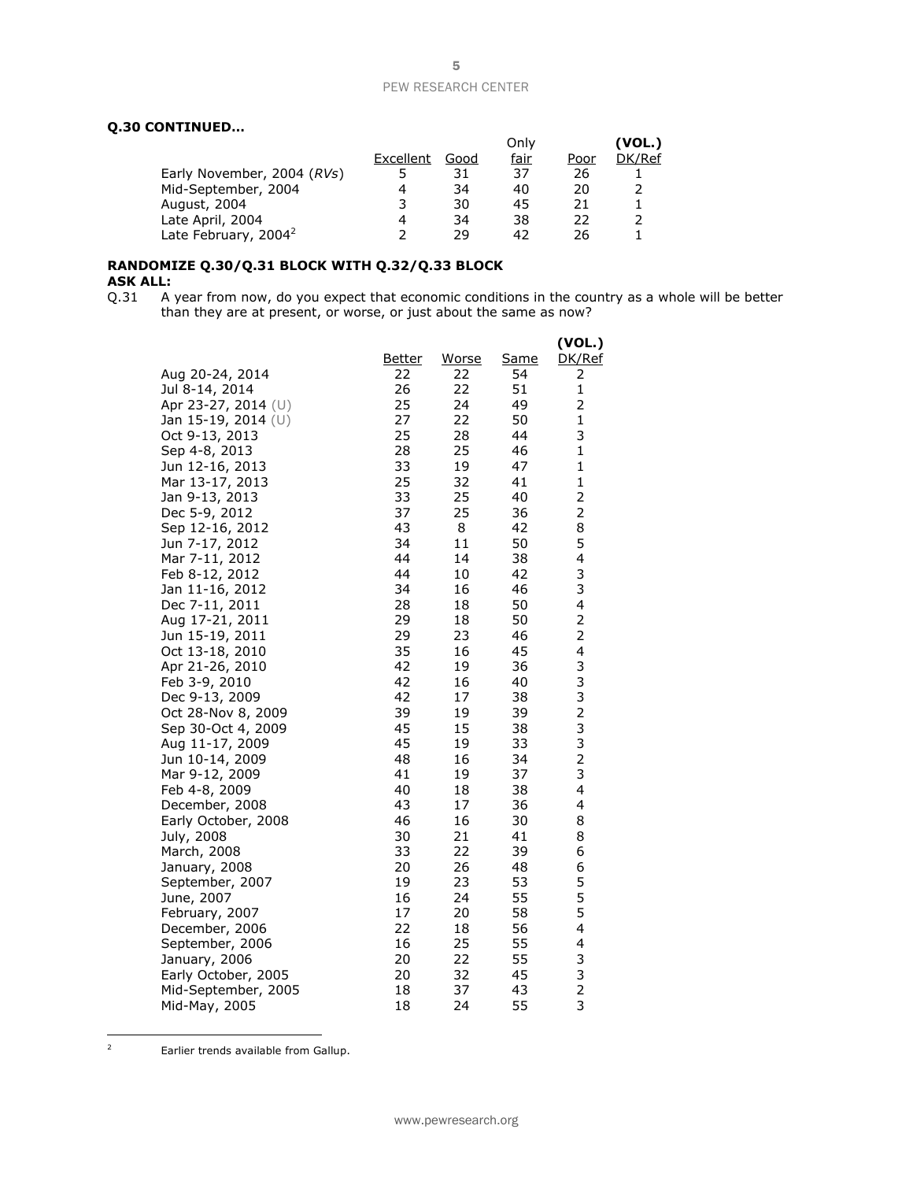**Q.30 CONTINUED…**

| | Excellent | Good | Only fair | Poor | (VOL.) DK/Ref |
|---|---|---|---|---|---|
| Early November, 2004 (*RVs*) | 5 | 31 | 37 | 26 | 1 |
| Mid-September, 2004 | 4 | 34 | 40 | 20 | 2 |
| August, 2004 | 3 | 30 | 45 | 21 | 1 |
| Late April, 2004 | 4 | 34 | 38 | 22 | 2 |
| Late February, 2004[2] | 2 | 29 | 42 | 26 | 1 |

**RANDOMIZE Q.30/Q.31 BLOCK WITH Q.32/Q.33 BLOCK**

**ASK ALL:**

Q.31 A year from now, do you expect that economic conditions in the country as a whole will be better than they are at present, or worse, or just about the same as now?

| | Better | Worse | Same | (VOL.) DK/Ref |
|---|---|---|---|---|
| Aug 20-24, 2014 | 22 | 22 | 54 | 2 |
| Jul 8-14, 2014 | 26 | 22 | 51 | 1 |
| Apr 23-27, 2014 (U) | 25 | 24 | 49 | 2 |
| Jan 15-19, 2014 (U) | 27 | 22 | 50 | 1 |
| Oct 9-13, 2013 | 25 | 28 | 44 | 3 |
| Sep 4-8, 2013 | 28 | 25 | 46 | 1 |
| Jun 12-16, 2013 | 33 | 19 | 47 | 1 |
| Mar 13-17, 2013 | 25 | 32 | 41 | 1 |
| Jan 9-13, 2013 | 33 | 25 | 40 | 2 |
| Dec 5-9, 2012 | 37 | 25 | 36 | 2 |
| Sep 12-16, 2012 | 43 | 8 | 42 | 8 |
| Jun 7-17, 2012 | 34 | 11 | 50 | 5 |
| Mar 7-11, 2012 | 44 | 14 | 38 | 4 |
| Feb 8-12, 2012 | 44 | 10 | 42 | 3 |
| Jan 11-16, 2012 | 34 | 16 | 46 | 3 |
| Dec 7-11, 2011 | 28 | 18 | 50 | 4 |
| Aug 17-21, 2011 | 29 | 18 | 50 | 2 |
| Jun 15-19, 2011 | 29 | 23 | 46 | 2 |
| Oct 13-18, 2010 | 35 | 16 | 45 | 4 |
| Apr 21-26, 2010 | 42 | 19 | 36 | 3 |
| Feb 3-9, 2010 | 42 | 16 | 40 | 3 |
| Dec 9-13, 2009 | 42 | 17 | 38 | 3 |
| Oct 28-Nov 8, 2009 | 39 | 19 | 39 | 2 |
| Sep 30-Oct 4, 2009 | 45 | 15 | 38 | 3 |
| Aug 11-17, 2009 | 45 | 19 | 33 | 3 |
| Jun 10-14, 2009 | 48 | 16 | 34 | 2 |
| Mar 9-12, 2009 | 41 | 19 | 37 | 3 |
| Feb 4-8, 2009 | 40 | 18 | 38 | 4 |
| December, 2008 | 43 | 17 | 36 | 4 |
| Early October, 2008 | 46 | 16 | 30 | 8 |
| July, 2008 | 30 | 21 | 41 | 8 |
| March, 2008 | 33 | 22 | 39 | 6 |
| January, 2008 | 20 | 26 | 48 | 6 |
| September, 2007 | 19 | 23 | 53 | 5 |
| June, 2007 | 16 | 24 | 55 | 5 |
| February, 2007 | 17 | 20 | 58 | 5 |
| December, 2006 | 22 | 18 | 56 | 4 |
| September, 2006 | 16 | 25 | 55 | 4 |
| January, 2006 | 20 | 22 | 55 | 3 |
| Early October, 2005 | 20 | 32 | 45 | 3 |
| Mid-September, 2005 | 18 | 37 | 43 | 2 |
| Mid-May, 2005 | 18 | 24 | 55 | 3 |

[2] Earlier trends available from Gallup.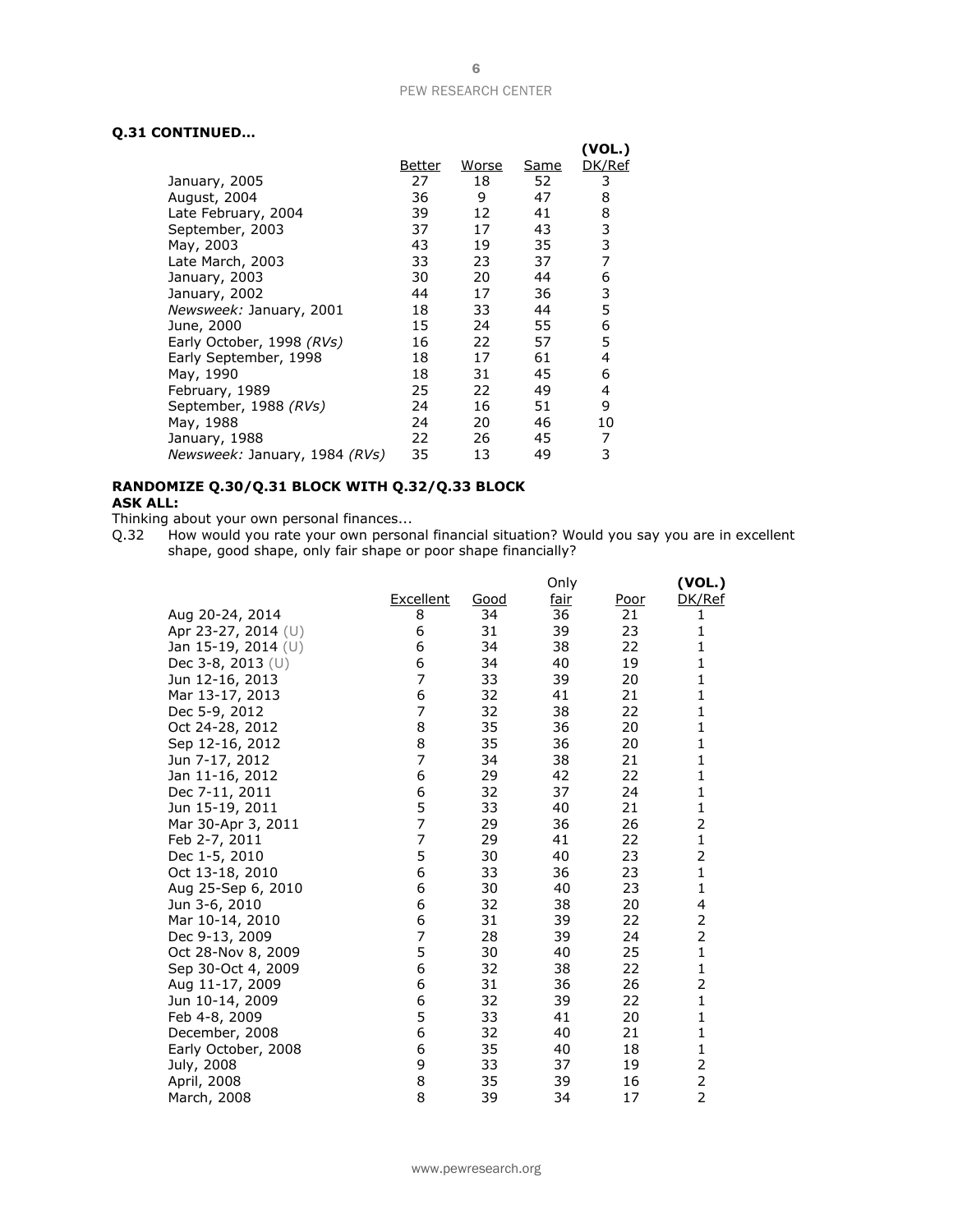**Q.31 CONTINUED…**

| | Better | Worse | Same | (VOL.) DK/Ref |
|---|---|---|---|---|
| January, 2005 | 27 | 18 | 52 | 3 |
| August, 2004 | 36 | 9 | 47 | 8 |
| Late February, 2004 | 39 | 12 | 41 | 8 |
| September, 2003 | 37 | 17 | 43 | 3 |
| May, 2003 | 43 | 19 | 35 | 3 |
| Late March, 2003 | 33 | 23 | 37 | 7 |
| January, 2003 | 30 | 20 | 44 | 6 |
| January, 2002 | 44 | 17 | 36 | 3 |
| *Newsweek:* January, 2001 | 18 | 33 | 44 | 5 |
| June, 2000 | 15 | 24 | 55 | 6 |
| Early October, 1998 *(RVs)* | 16 | 22 | 57 | 5 |
| Early September, 1998 | 18 | 17 | 61 | 4 |
| May, 1990 | 18 | 31 | 45 | 6 |
| February, 1989 | 25 | 22 | 49 | 4 |
| September, 1988 *(RVs)* | 24 | 16 | 51 | 9 |
| May, 1988 | 24 | 20 | 46 | 10 |
| January, 1988 | 22 | 26 | 45 | 7 |
| *Newsweek:* January, 1984 *(RVs)* | 35 | 13 | 49 | 3 |

**RANDOMIZE Q.30/Q.31 BLOCK WITH Q.32/Q.33 BLOCK**
**ASK ALL:**

Thinking about your own personal finances...

Q.32 How would you rate your own personal financial situation? Would you say you are in excellent shape, good shape, only fair shape or poor shape financially?

| | Excellent | Good | Only fair | Poor | (VOL.) DK/Ref |
|---|---|---|---|---|---|
| Aug 20-24, 2014 | 8 | 34 | 36 | 21 | 1 |
| Apr 23-27, 2014 (U) | 6 | 31 | 39 | 23 | 1 |
| Jan 15-19, 2014 (U) | 6 | 34 | 38 | 22 | 1 |
| Dec 3-8, 2013 (U) | 6 | 34 | 40 | 19 | 1 |
| Jun 12-16, 2013 | 7 | 33 | 39 | 20 | 1 |
| Mar 13-17, 2013 | 6 | 32 | 41 | 21 | 1 |
| Dec 5-9, 2012 | 7 | 32 | 38 | 22 | 1 |
| Oct 24-28, 2012 | 8 | 35 | 36 | 20 | 1 |
| Sep 12-16, 2012 | 8 | 35 | 36 | 20 | 1 |
| Jun 7-17, 2012 | 7 | 34 | 38 | 21 | 1 |
| Jan 11-16, 2012 | 6 | 29 | 42 | 22 | 1 |
| Dec 7-11, 2011 | 6 | 32 | 37 | 24 | 1 |
| Jun 15-19, 2011 | 5 | 33 | 40 | 21 | 1 |
| Mar 30-Apr 3, 2011 | 7 | 29 | 36 | 26 | 2 |
| Feb 2-7, 2011 | 7 | 29 | 41 | 22 | 1 |
| Dec 1-5, 2010 | 5 | 30 | 40 | 23 | 2 |
| Oct 13-18, 2010 | 6 | 33 | 36 | 23 | 1 |
| Aug 25-Sep 6, 2010 | 6 | 30 | 40 | 23 | 1 |
| Jun 3-6, 2010 | 6 | 32 | 38 | 20 | 4 |
| Mar 10-14, 2010 | 6 | 31 | 39 | 22 | 2 |
| Dec 9-13, 2009 | 7 | 28 | 39 | 24 | 2 |
| Oct 28-Nov 8, 2009 | 5 | 30 | 40 | 25 | 1 |
| Sep 30-Oct 4, 2009 | 6 | 32 | 38 | 22 | 1 |
| Aug 11-17, 2009 | 6 | 31 | 36 | 26 | 2 |
| Jun 10-14, 2009 | 6 | 32 | 39 | 22 | 1 |
| Feb 4-8, 2009 | 5 | 33 | 41 | 20 | 1 |
| December, 2008 | 6 | 32 | 40 | 21 | 1 |
| Early October, 2008 | 6 | 35 | 40 | 18 | 1 |
| July, 2008 | 9 | 33 | 37 | 19 | 2 |
| April, 2008 | 8 | 35 | 39 | 16 | 2 |
| March, 2008 | 8 | 39 | 34 | 17 | 2 |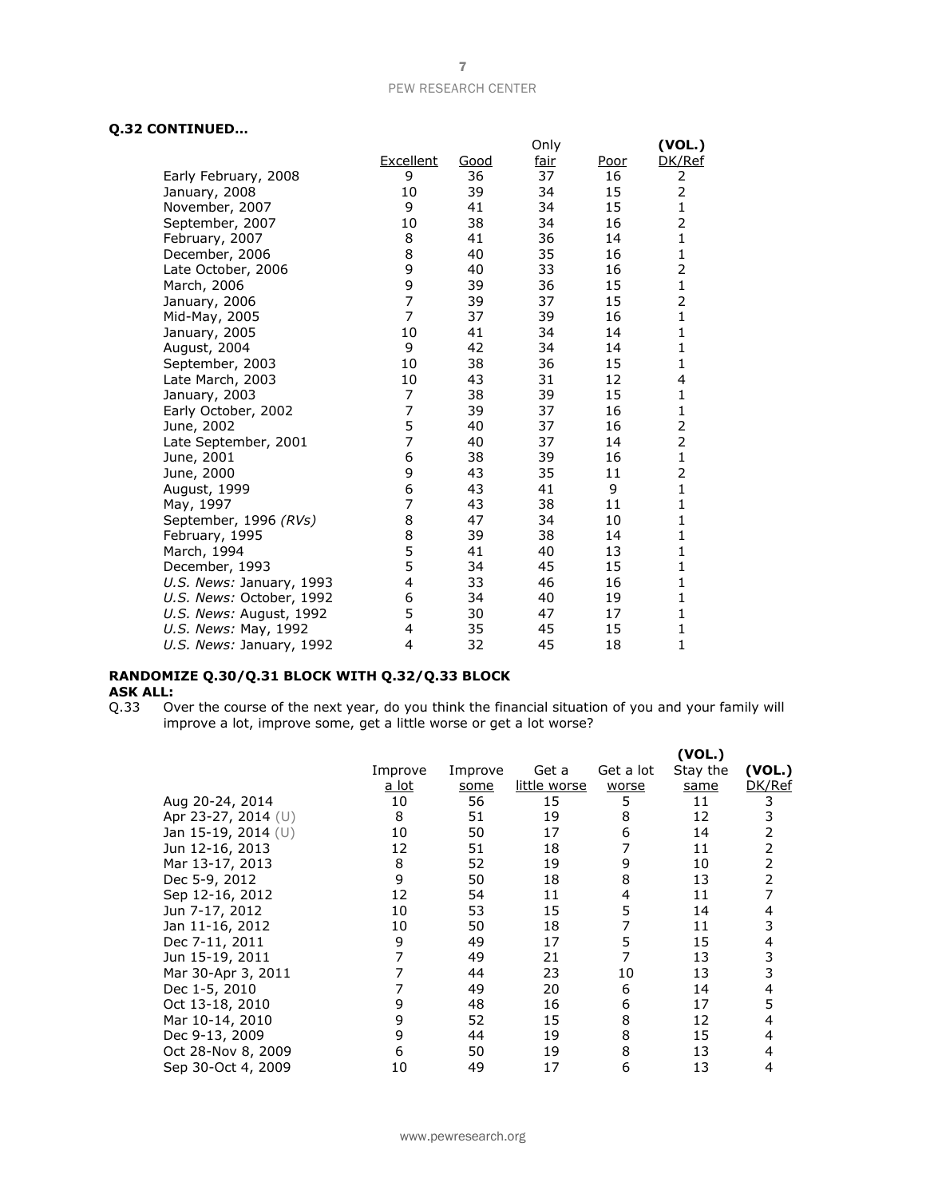**Q.32 CONTINUED...**

| | Excellent | Good | Only fair | Poor | (VOL.) DK/Ref |
|---|---|---|---|---|---|
| Early February, 2008 | 9 | 36 | 37 | 16 | 2 |
| January, 2008 | 10 | 39 | 34 | 15 | 2 |
| November, 2007 | 9 | 41 | 34 | 15 | 1 |
| September, 2007 | 10 | 38 | 34 | 16 | 2 |
| February, 2007 | 8 | 41 | 36 | 14 | 1 |
| December, 2006 | 8 | 40 | 35 | 16 | 1 |
| Late October, 2006 | 9 | 40 | 33 | 16 | 2 |
| March, 2006 | 9 | 39 | 36 | 15 | 1 |
| January, 2006 | 7 | 39 | 37 | 15 | 2 |
| Mid-May, 2005 | 7 | 37 | 39 | 16 | 1 |
| January, 2005 | 10 | 41 | 34 | 14 | 1 |
| August, 2004 | 9 | 42 | 34 | 14 | 1 |
| September, 2003 | 10 | 38 | 36 | 15 | 1 |
| Late March, 2003 | 10 | 43 | 31 | 12 | 4 |
| January, 2003 | 7 | 38 | 39 | 15 | 1 |
| Early October, 2002 | 7 | 39 | 37 | 16 | 1 |
| June, 2002 | 5 | 40 | 37 | 16 | 2 |
| Late September, 2001 | 7 | 40 | 37 | 14 | 2 |
| June, 2001 | 6 | 38 | 39 | 16 | 1 |
| June, 2000 | 9 | 43 | 35 | 11 | 2 |
| August, 1999 | 6 | 43 | 41 | 9 | 1 |
| May, 1997 | 7 | 43 | 38 | 11 | 1 |
| September, 1996 *(RVs)* | 8 | 47 | 34 | 10 | 1 |
| February, 1995 | 8 | 39 | 38 | 14 | 1 |
| March, 1994 | 5 | 41 | 40 | 13 | 1 |
| December, 1993 | 5 | 34 | 45 | 15 | 1 |
| *U.S. News:* January, 1993 | 4 | 33 | 46 | 16 | 1 |
| *U.S. News:* October, 1992 | 6 | 34 | 40 | 19 | 1 |
| *U.S. News:* August, 1992 | 5 | 30 | 47 | 17 | 1 |
| *U.S. News:* May, 1992 | 4 | 35 | 45 | 15 | 1 |
| *U.S. News:* January, 1992 | 4 | 32 | 45 | 18 | 1 |

**RANDOMIZE Q.30/Q.31 BLOCK WITH Q.32/Q.33 BLOCK**
**ASK ALL:**

Q.33 Over the course of the next year, do you think the financial situation of you and your family will improve a lot, improve some, get a little worse or get a lot worse?

| | Improve a lot | Improve some | Get a little worse | Get a lot worse | (VOL.) Stay the same | (VOL.) DK/Ref |
|---|---|---|---|---|---|---|
| Aug 20-24, 2014 | 10 | 56 | 15 | 5 | 11 | 3 |
| Apr 23-27, 2014 (U) | 8 | 51 | 19 | 8 | 12 | 3 |
| Jan 15-19, 2014 (U) | 10 | 50 | 17 | 6 | 14 | 2 |
| Jun 12-16, 2013 | 12 | 51 | 18 | 7 | 11 | 2 |
| Mar 13-17, 2013 | 8 | 52 | 19 | 9 | 10 | 2 |
| Dec 5-9, 2012 | 9 | 50 | 18 | 8 | 13 | 2 |
| Sep 12-16, 2012 | 12 | 54 | 11 | 4 | 11 | 7 |
| Jun 7-17, 2012 | 10 | 53 | 15 | 5 | 14 | 4 |
| Jan 11-16, 2012 | 10 | 50 | 18 | 7 | 11 | 3 |
| Dec 7-11, 2011 | 9 | 49 | 17 | 5 | 15 | 4 |
| Jun 15-19, 2011 | 7 | 49 | 21 | 7 | 13 | 3 |
| Mar 30-Apr 3, 2011 | 7 | 44 | 23 | 10 | 13 | 3 |
| Dec 1-5, 2010 | 7 | 49 | 20 | 6 | 14 | 4 |
| Oct 13-18, 2010 | 9 | 48 | 16 | 6 | 17 | 5 |
| Mar 10-14, 2010 | 9 | 52 | 15 | 8 | 12 | 4 |
| Dec 9-13, 2009 | 9 | 44 | 19 | 8 | 15 | 4 |
| Oct 28-Nov 8, 2009 | 6 | 50 | 19 | 8 | 13 | 4 |
| Sep 30-Oct 4, 2009 | 10 | 49 | 17 | 6 | 13 | 4 |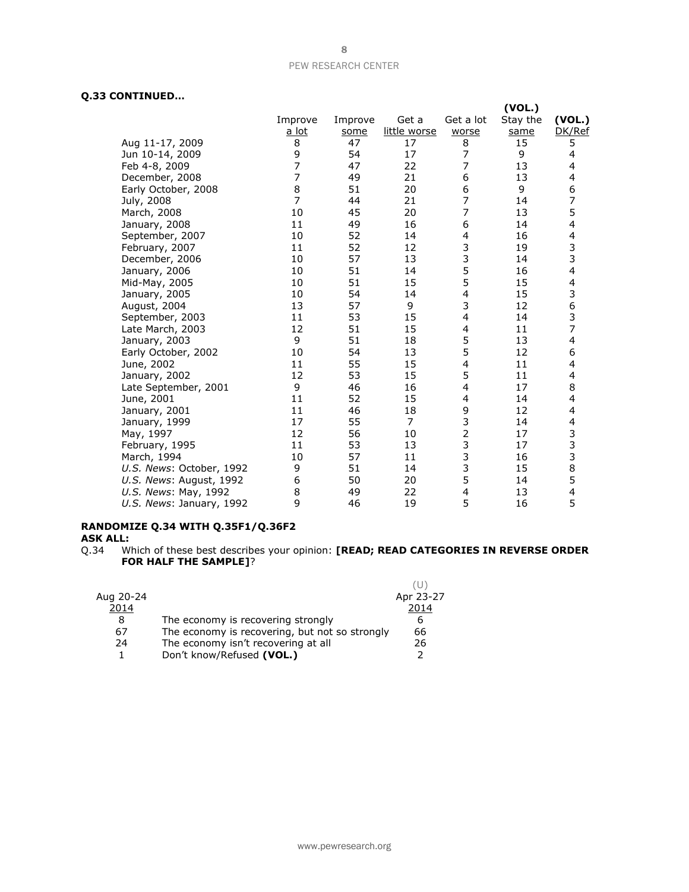**Q.33 CONTINUED...**

| | Improve a lot | Improve some | Get a little worse | Get a lot worse | (VOL.) Stay the same | (VOL.) DK/Ref |
|---|---|---|---|---|---|---|
| Aug 11-17, 2009 | 8 | 47 | 17 | 8 | 15 | 5 |
| Jun 10-14, 2009 | 9 | 54 | 17 | 7 | 9 | 4 |
| Feb 4-8, 2009 | 7 | 47 | 22 | 7 | 13 | 4 |
| December, 2008 | 7 | 49 | 21 | 6 | 13 | 4 |
| Early October, 2008 | 8 | 51 | 20 | 6 | 9 | 6 |
| July, 2008 | 7 | 44 | 21 | 7 | 14 | 7 |
| March, 2008 | 10 | 45 | 20 | 7 | 13 | 5 |
| January, 2008 | 11 | 49 | 16 | 6 | 14 | 4 |
| September, 2007 | 10 | 52 | 14 | 4 | 16 | 4 |
| February, 2007 | 11 | 52 | 12 | 3 | 19 | 3 |
| December, 2006 | 10 | 57 | 13 | 3 | 14 | 3 |
| January, 2006 | 10 | 51 | 14 | 5 | 16 | 4 |
| Mid-May, 2005 | 10 | 51 | 15 | 5 | 15 | 4 |
| January, 2005 | 10 | 54 | 14 | 4 | 15 | 3 |
| August, 2004 | 13 | 57 | 9 | 3 | 12 | 6 |
| September, 2003 | 11 | 53 | 15 | 4 | 14 | 3 |
| Late March, 2003 | 12 | 51 | 15 | 4 | 11 | 7 |
| January, 2003 | 9 | 51 | 18 | 5 | 13 | 4 |
| Early October, 2002 | 10 | 54 | 13 | 5 | 12 | 6 |
| June, 2002 | 11 | 55 | 15 | 4 | 11 | 4 |
| January, 2002 | 12 | 53 | 15 | 5 | 11 | 4 |
| Late September, 2001 | 9 | 46 | 16 | 4 | 17 | 8 |
| June, 2001 | 11 | 52 | 15 | 4 | 14 | 4 |
| January, 2001 | 11 | 46 | 18 | 9 | 12 | 4 |
| January, 1999 | 17 | 55 | 7 | 3 | 14 | 4 |
| May, 1997 | 12 | 56 | 10 | 2 | 17 | 3 |
| February, 1995 | 11 | 53 | 13 | 3 | 17 | 3 |
| March, 1994 | 10 | 57 | 11 | 3 | 16 | 3 |
| *U.S. News*: October, 1992 | 9 | 51 | 14 | 3 | 15 | 8 |
| *U.S. News*: August, 1992 | 6 | 50 | 20 | 5 | 14 | 5 |
| *U.S. News*: May, 1992 | 8 | 49 | 22 | 4 | 13 | 4 |
| *U.S. News*: January, 1992 | 9 | 46 | 19 | 5 | 16 | 5 |

**RANDOMIZE Q.34 WITH Q.35F1/Q.36F2**
**ASK ALL:**
Q.34 Which of these best describes your opinion: **[READ; READ CATEGORIES IN REVERSE ORDER FOR HALF THE SAMPLE]**?

| Aug 20-24 2014 | | (U) Apr 23-27 2014 |
|---|---|---|
| 8 | The economy is recovering strongly | 6 |
| 67 | The economy is recovering, but not so strongly | 66 |
| 24 | The economy isn't recovering at all | 26 |
| 1 | Don't know/Refused **(VOL.)** | 2 |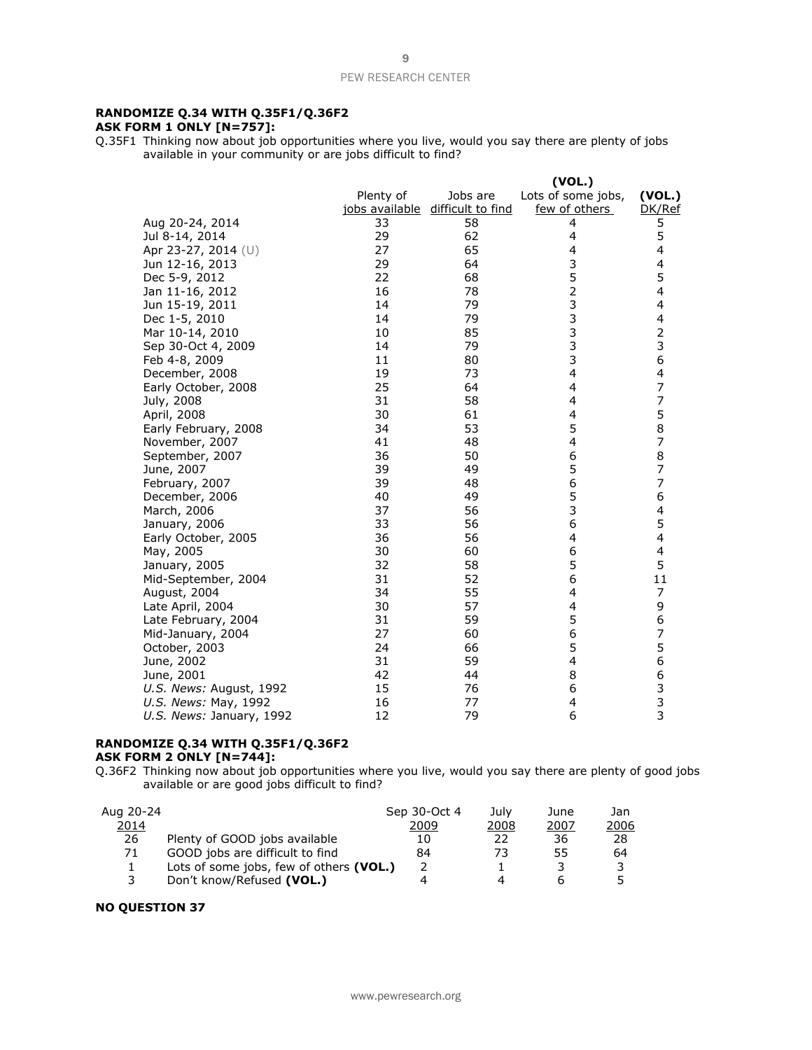**RANDOMIZE Q.34 WITH Q.35F1/Q.36F2**
**ASK FORM 1 ONLY [N=757]:**

Q.35F1 Thinking now about job opportunities where you live, would you say there are plenty of jobs available in your community or are jobs difficult to find?

| | Plenty of jobs available | Jobs are difficult to find | (VOL.) Lots of some jobs, few of others | (VOL.) DK/Ref |
|---|---|---|---|---|
| Aug 20-24, 2014 | 33 | 58 | 4 | 5 |
| Jul 8-14, 2014 | 29 | 62 | 4 | 5 |
| Apr 23-27, 2014 (U) | 27 | 65 | 4 | 4 |
| Jun 12-16, 2013 | 29 | 64 | 3 | 4 |
| Dec 5-9, 2012 | 22 | 68 | 5 | 5 |
| Jan 11-16, 2012 | 16 | 78 | 2 | 4 |
| Jun 15-19, 2011 | 14 | 79 | 3 | 4 |
| Dec 1-5, 2010 | 14 | 79 | 3 | 4 |
| Mar 10-14, 2010 | 10 | 85 | 3 | 2 |
| Sep 30-Oct 4, 2009 | 14 | 79 | 3 | 3 |
| Feb 4-8, 2009 | 11 | 80 | 3 | 6 |
| December, 2008 | 19 | 73 | 4 | 4 |
| Early October, 2008 | 25 | 64 | 4 | 7 |
| July, 2008 | 31 | 58 | 4 | 7 |
| April, 2008 | 30 | 61 | 4 | 5 |
| Early February, 2008 | 34 | 53 | 5 | 8 |
| November, 2007 | 41 | 48 | 4 | 7 |
| September, 2007 | 36 | 50 | 6 | 8 |
| June, 2007 | 39 | 49 | 5 | 7 |
| February, 2007 | 39 | 48 | 6 | 7 |
| December, 2006 | 40 | 49 | 5 | 6 |
| March, 2006 | 37 | 56 | 3 | 4 |
| January, 2006 | 33 | 56 | 6 | 5 |
| Early October, 2005 | 36 | 56 | 4 | 4 |
| May, 2005 | 30 | 60 | 6 | 4 |
| January, 2005 | 32 | 58 | 5 | 5 |
| Mid-September, 2004 | 31 | 52 | 6 | 11 |
| August, 2004 | 34 | 55 | 4 | 7 |
| Late April, 2004 | 30 | 57 | 4 | 9 |
| Late February, 2004 | 31 | 59 | 5 | 6 |
| Mid-January, 2004 | 27 | 60 | 6 | 7 |
| October, 2003 | 24 | 66 | 5 | 5 |
| June, 2002 | 31 | 59 | 4 | 6 |
| June, 2001 | 42 | 44 | 8 | 6 |
| *U.S. News:* August, 1992 | 15 | 76 | 6 | 3 |
| *U.S. News:* May, 1992 | 16 | 77 | 4 | 3 |
| *U.S. News:* January, 1992 | 12 | 79 | 6 | 3 |

**RANDOMIZE Q.34 WITH Q.35F1/Q.36F2**
**ASK FORM 2 ONLY [N=744]:**

Q.36F2 Thinking now about job opportunities where you live, would you say there are plenty of good jobs available or are good jobs difficult to find?

| Aug 20-24 2014 | | Sep 30-Oct 4 2009 | July 2008 | June 2007 | Jan 2006 |
|---|---|---|---|---|---|
| 26 | Plenty of GOOD jobs available | 10 | 22 | 36 | 28 |
| 71 | GOOD jobs are difficult to find | 84 | 73 | 55 | 64 |
| 1 | Lots of some jobs, few of others **(VOL.)** | 2 | 1 | 3 | 3 |
| 3 | Don't know/Refused **(VOL.)** | 4 | 4 | 6 | 5 |

**NO QUESTION 37**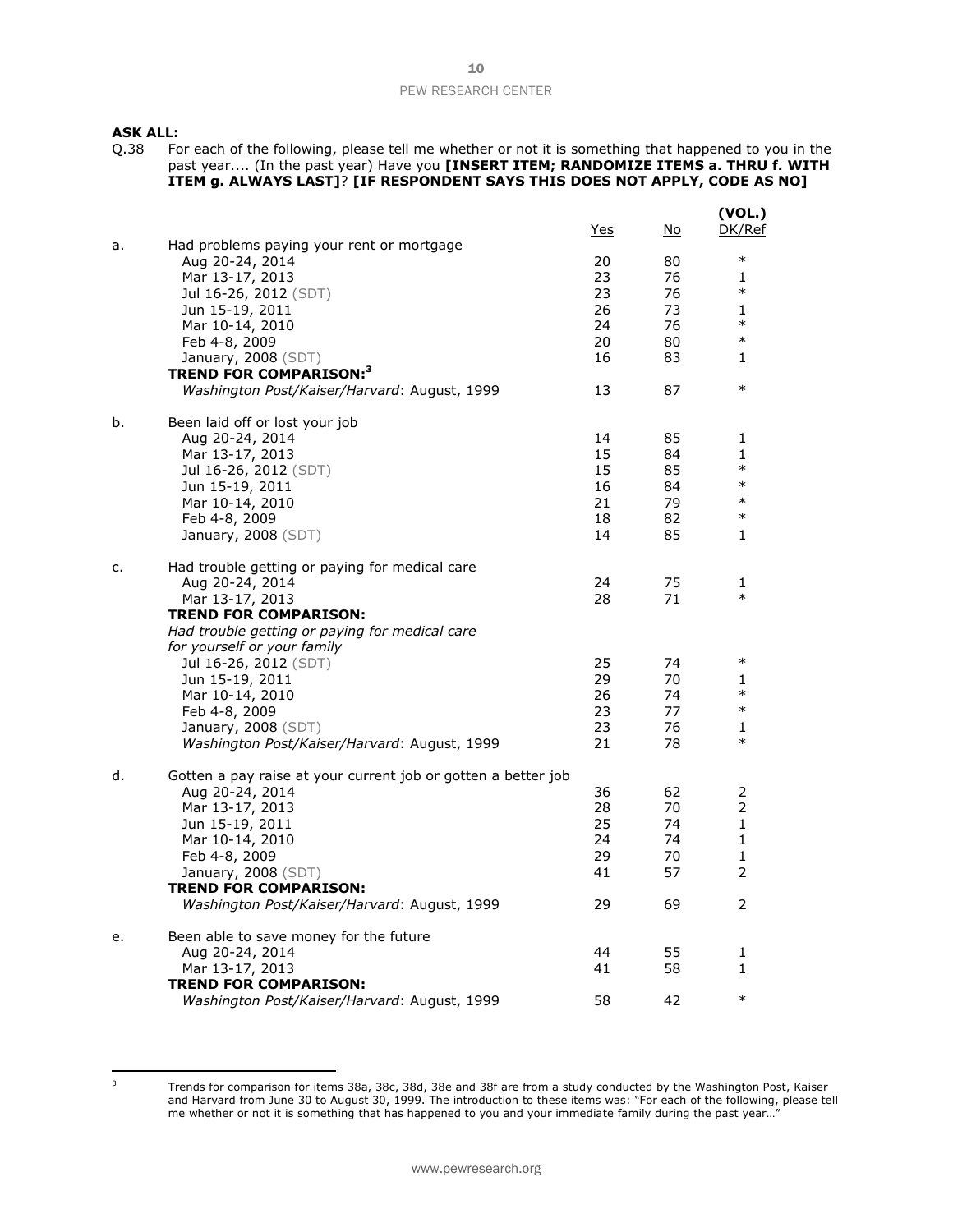**ASK ALL:**

Q.38 For each of the following, please tell me whether or not it is something that happened to you in the past year.... (In the past year) Have you **[INSERT ITEM; RANDOMIZE ITEMS a. THRU f. WITH ITEM g. ALWAYS LAST]**? **[IF RESPONDENT SAYS THIS DOES NOT APPLY, CODE AS NO]**

| | | Yes | No | (VOL.) DK/Ref |
|---|---|---|---|---|
| a. | Had problems paying your rent or mortgage | | | |
| | Aug 20-24, 2014 | 20 | 80 | * |
| | Mar 13-17, 2013 | 23 | 76 | 1 |
| | Jul 16-26, 2012 (SDT) | 23 | 76 | * |
| | Jun 15-19, 2011 | 26 | 73 | 1 |
| | Mar 10-14, 2010 | 24 | 76 | * |
| | Feb 4-8, 2009 | 20 | 80 | * |
| | January, 2008 (SDT) | 16 | 83 | 1 |
| | **TREND FOR COMPARISON:**[3] | | | |
| | *Washington Post/Kaiser/Harvard*: August, 1999 | 13 | 87 | * |
| b. | Been laid off or lost your job | | | |
| | Aug 20-24, 2014 | 14 | 85 | 1 |
| | Mar 13-17, 2013 | 15 | 84 | 1 |
| | Jul 16-26, 2012 (SDT) | 15 | 85 | * |
| | Jun 15-19, 2011 | 16 | 84 | * |
| | Mar 10-14, 2010 | 21 | 79 | * |
| | Feb 4-8, 2009 | 18 | 82 | * |
| | January, 2008 (SDT) | 14 | 85 | 1 |
| c. | Had trouble getting or paying for medical care | | | |
| | Aug 20-24, 2014 | 24 | 75 | 1 |
| | Mar 13-17, 2013 | 28 | 71 | * |
| | **TREND FOR COMPARISON:** | | | |
| | *Had trouble getting or paying for medical care for yourself or your family* | | | |
| | Jul 16-26, 2012 (SDT) | 25 | 74 | * |
| | Jun 15-19, 2011 | 29 | 70 | 1 |
| | Mar 10-14, 2010 | 26 | 74 | * |
| | Feb 4-8, 2009 | 23 | 77 | * |
| | January, 2008 (SDT) | 23 | 76 | 1 |
| | *Washington Post/Kaiser/Harvard*: August, 1999 | 21 | 78 | * |
| d. | Gotten a pay raise at your current job or gotten a better job | | | |
| | Aug 20-24, 2014 | 36 | 62 | 2 |
| | Mar 13-17, 2013 | 28 | 70 | 2 |
| | Jun 15-19, 2011 | 25 | 74 | 1 |
| | Mar 10-14, 2010 | 24 | 74 | 1 |
| | Feb 4-8, 2009 | 29 | 70 | 1 |
| | January, 2008 (SDT) | 41 | 57 | 2 |
| | **TREND FOR COMPARISON:** | | | |
| | *Washington Post/Kaiser/Harvard*: August, 1999 | 29 | 69 | 2 |
| e. | Been able to save money for the future | | | |
| | Aug 20-24, 2014 | 44 | 55 | 1 |
| | Mar 13-17, 2013 | 41 | 58 | 1 |
| | **TREND FOR COMPARISON:** | | | |
| | *Washington Post/Kaiser/Harvard*: August, 1999 | 58 | 42 | * |

[3] Trends for comparison for items 38a, 38c, 38d, 38e and 38f are from a study conducted by the Washington Post, Kaiser and Harvard from June 30 to August 30, 1999. The introduction to these items was: "For each of the following, please tell me whether or not it is something that has happened to you and your immediate family during the past year…"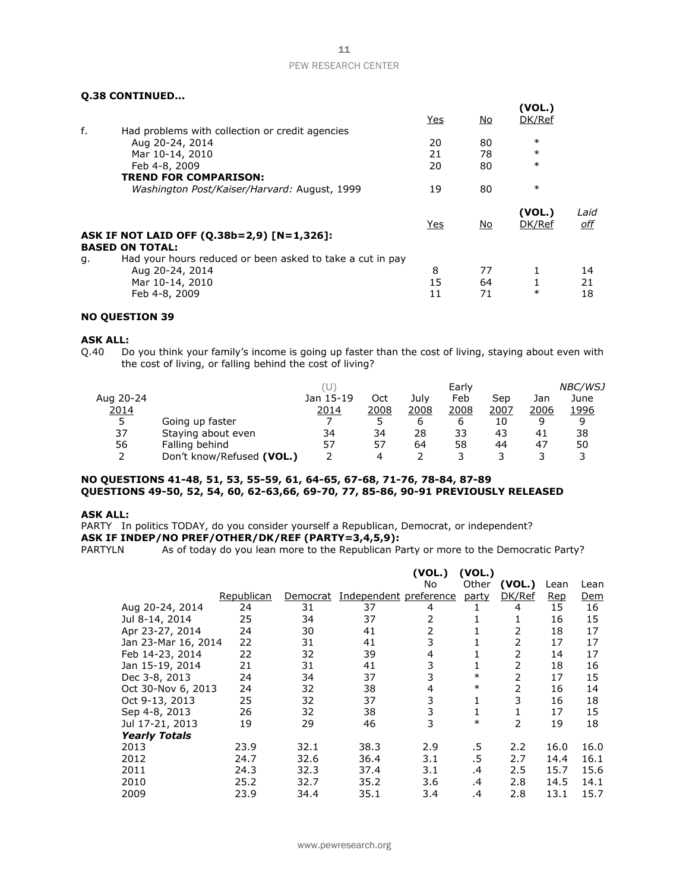**Q.38 CONTINUED...**

| | | Yes | No | (VOL.) DK/Ref | |
|---|---|---|---|---|---|
| f. | Had problems with collection or credit agencies | | | | |
| | Aug 20-24, 2014 | 20 | 80 | * | |
| | Mar 10-14, 2010 | 21 | 78 | * | |
| | Feb 4-8, 2009 | 20 | 80 | * | |
| | **TREND FOR COMPARISON:** | | | | |
| | *Washington Post/Kaiser/Harvard:* August, 1999 | 19 | 80 | * | |
| | | **Yes** | **No** | **(VOL.) DK/Ref** | ***Laid off*** |
| | **ASK IF NOT LAID OFF (Q.38b=2,9) [N=1,326]:** | | | | |
| | **BASED ON TOTAL:** | | | | |
| g. | Had your hours reduced or been asked to take a cut in pay | | | | |
| | Aug 20-24, 2014 | 8 | 77 | 1 | 14 |
| | Mar 10-14, 2010 | 15 | 64 | 1 | 21 |
| | Feb 4-8, 2009 | 11 | 71 | * | 18 |

**NO QUESTION 39**

**ASK ALL:**

Q.40 Do you think your family's income is going up faster than the cost of living, staying about even with the cost of living, or falling behind the cost of living?

| Aug 20-24 2014 | | (U) Jan 15-19 2014 | Oct 2008 | July 2008 | Early Feb 2008 | Sep 2007 | Jan 2006 | *NBC/WSJ* June 1996 |
|---|---|---|---|---|---|---|---|---|
| 5 | Going up faster | 7 | 5 | 6 | 6 | 10 | 9 | 9 |
| 37 | Staying about even | 34 | 34 | 28 | 33 | 43 | 41 | 38 |
| 56 | Falling behind | 57 | 57 | 64 | 58 | 44 | 47 | 50 |
| 2 | Don't know/Refused **(VOL.)** | 2 | 4 | 2 | 3 | 3 | 3 | 3 |

**NO QUESTIONS 41-48, 51, 53, 55-59, 61, 64-65, 67-68, 71-76, 78-84, 87-89**
**QUESTIONS 49-50, 52, 54, 60, 62-63,66, 69-70, 77, 85-86, 90-91 PREVIOUSLY RELEASED**

**ASK ALL:**

PARTY In politics TODAY, do you consider yourself a Republican, Democrat, or independent?

**ASK IF INDEP/NO PREF/OTHER/DK/REF (PARTY=3,4,5,9):**

PARTYLN As of today do you lean more to the Republican Party or more to the Democratic Party?

| | Republican | Democrat | Independent | (VOL.) No preference | (VOL.) Other party | (VOL.) DK/Ref | Lean Rep | Lean Dem |
|---|---|---|---|---|---|---|---|---|
| Aug 20-24, 2014 | 24 | 31 | 37 | 4 | 1 | 4 | 15 | 16 |
| Jul 8-14, 2014 | 25 | 34 | 37 | 2 | 1 | 1 | 16 | 15 |
| Apr 23-27, 2014 | 24 | 30 | 41 | 2 | 1 | 2 | 18 | 17 |
| Jan 23-Mar 16, 2014 | 22 | 31 | 41 | 3 | 1 | 2 | 17 | 17 |
| Feb 14-23, 2014 | 22 | 32 | 39 | 4 | 1 | 2 | 14 | 17 |
| Jan 15-19, 2014 | 21 | 31 | 41 | 3 | 1 | 2 | 18 | 16 |
| Dec 3-8, 2013 | 24 | 34 | 37 | 3 | * | 2 | 17 | 15 |
| Oct 30-Nov 6, 2013 | 24 | 32 | 38 | 4 | * | 2 | 16 | 14 |
| Oct 9-13, 2013 | 25 | 32 | 37 | 3 | 1 | 3 | 16 | 18 |
| Sep 4-8, 2013 | 26 | 32 | 38 | 3 | 1 | 1 | 17 | 15 |
| Jul 17-21, 2013 | 19 | 29 | 46 | 3 | * | 2 | 19 | 18 |
| ***Yearly Totals*** | | | | | | | | |
| 2013 | 23.9 | 32.1 | 38.3 | 2.9 | .5 | 2.2 | 16.0 | 16.0 |
| 2012 | 24.7 | 32.6 | 36.4 | 3.1 | .5 | 2.7 | 14.4 | 16.1 |
| 2011 | 24.3 | 32.3 | 37.4 | 3.1 | .4 | 2.5 | 15.7 | 15.6 |
| 2010 | 25.2 | 32.7 | 35.2 | 3.6 | .4 | 2.8 | 14.5 | 14.1 |
| 2009 | 23.9 | 34.4 | 35.1 | 3.4 | .4 | 2.8 | 13.1 | 15.7 |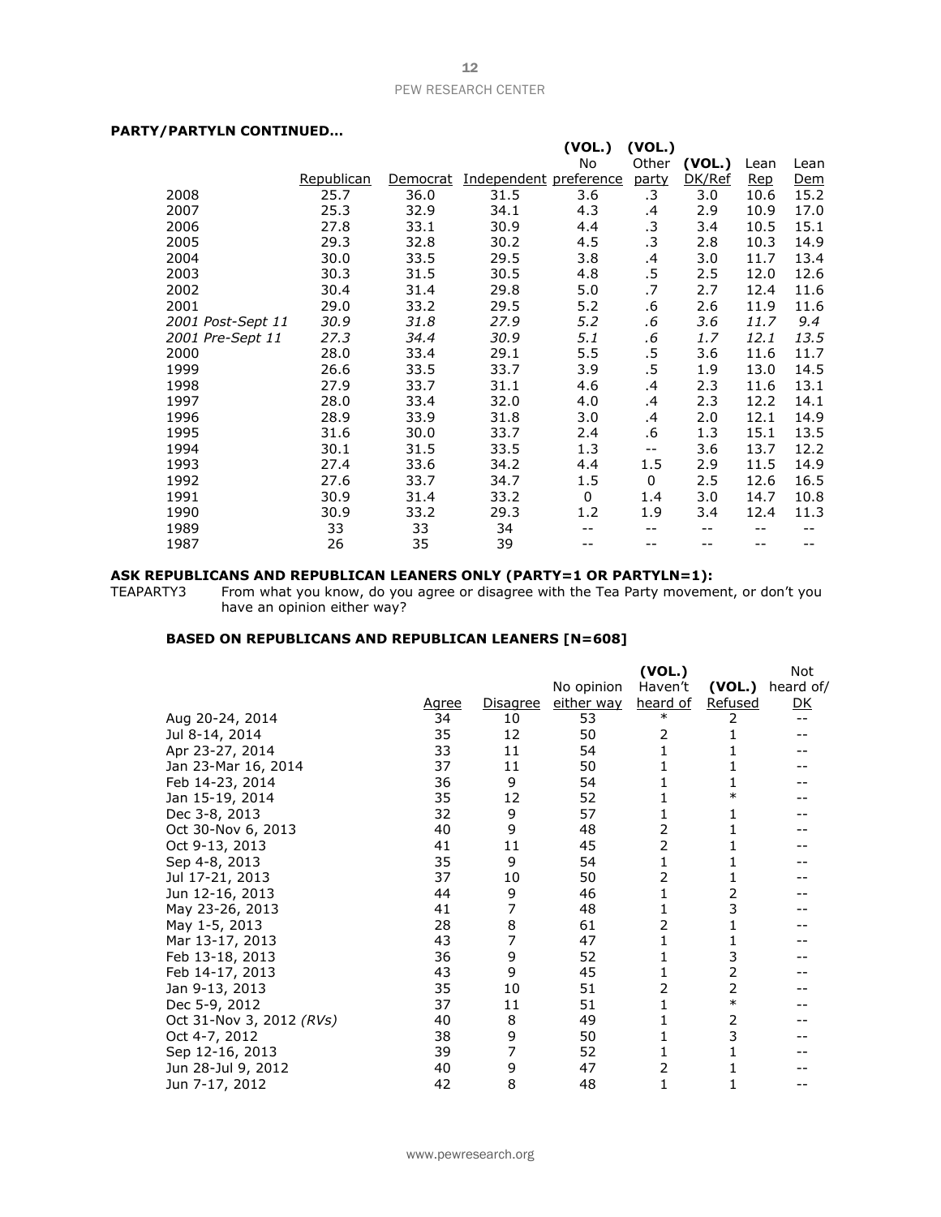**PARTY/PARTYLN CONTINUED…**

| | Republican | Democrat | Independent | (VOL.) No preference | (VOL.) Other party | (VOL.) DK/Ref | Lean Rep | Lean Dem |
|---|---|---|---|---|---|---|---|---|
| 2008 | 25.7 | 36.0 | 31.5 | 3.6 | .3 | 3.0 | 10.6 | 15.2 |
| 2007 | 25.3 | 32.9 | 34.1 | 4.3 | .4 | 2.9 | 10.9 | 17.0 |
| 2006 | 27.8 | 33.1 | 30.9 | 4.4 | .3 | 3.4 | 10.5 | 15.1 |
| 2005 | 29.3 | 32.8 | 30.2 | 4.5 | .3 | 2.8 | 10.3 | 14.9 |
| 2004 | 30.0 | 33.5 | 29.5 | 3.8 | .4 | 3.0 | 11.7 | 13.4 |
| 2003 | 30.3 | 31.5 | 30.5 | 4.8 | .5 | 2.5 | 12.0 | 12.6 |
| 2002 | 30.4 | 31.4 | 29.8 | 5.0 | .7 | 2.7 | 12.4 | 11.6 |
| 2001 | 29.0 | 33.2 | 29.5 | 5.2 | .6 | 2.6 | 11.9 | 11.6 |
| *2001 Post-Sept 11* | *30.9* | *31.8* | *27.9* | *5.2* | *.6* | *3.6* | *11.7* | *9.4* |
| *2001 Pre-Sept 11* | *27.3* | *34.4* | *30.9* | *5.1* | *.6* | *1.7* | *12.1* | *13.5* |
| 2000 | 28.0 | 33.4 | 29.1 | 5.5 | .5 | 3.6 | 11.6 | 11.7 |
| 1999 | 26.6 | 33.5 | 33.7 | 3.9 | .5 | 1.9 | 13.0 | 14.5 |
| 1998 | 27.9 | 33.7 | 31.1 | 4.6 | .4 | 2.3 | 11.6 | 13.1 |
| 1997 | 28.0 | 33.4 | 32.0 | 4.0 | .4 | 2.3 | 12.2 | 14.1 |
| 1996 | 28.9 | 33.9 | 31.8 | 3.0 | .4 | 2.0 | 12.1 | 14.9 |
| 1995 | 31.6 | 30.0 | 33.7 | 2.4 | .6 | 1.3 | 15.1 | 13.5 |
| 1994 | 30.1 | 31.5 | 33.5 | 1.3 | -- | 3.6 | 13.7 | 12.2 |
| 1993 | 27.4 | 33.6 | 34.2 | 4.4 | 1.5 | 2.9 | 11.5 | 14.9 |
| 1992 | 27.6 | 33.7 | 34.7 | 1.5 | 0 | 2.5 | 12.6 | 16.5 |
| 1991 | 30.9 | 31.4 | 33.2 | 0 | 1.4 | 3.0 | 14.7 | 10.8 |
| 1990 | 30.9 | 33.2 | 29.3 | 1.2 | 1.9 | 3.4 | 12.4 | 11.3 |
| 1989 | 33 | 33 | 34 | -- | -- | -- | -- | -- |
| 1987 | 26 | 35 | 39 | -- | -- | -- | -- | -- |

**ASK REPUBLICANS AND REPUBLICAN LEANERS ONLY (PARTY=1 OR PARTYLN=1):**

TEAPARTY3 From what you know, do you agree or disagree with the Tea Party movement, or don't you have an opinion either way?

**BASED ON REPUBLICANS AND REPUBLICAN LEANERS [N=608]**

| | Agree | Disagree | No opinion either way | (VOL.) Haven't heard of | (VOL.) Refused | Not heard of/ DK |
|---|---|---|---|---|---|---|
| Aug 20-24, 2014 | 34 | 10 | 53 | * | 2 | -- |
| Jul 8-14, 2014 | 35 | 12 | 50 | 2 | 1 | -- |
| Apr 23-27, 2014 | 33 | 11 | 54 | 1 | 1 | -- |
| Jan 23-Mar 16, 2014 | 37 | 11 | 50 | 1 | 1 | -- |
| Feb 14-23, 2014 | 36 | 9 | 54 | 1 | 1 | -- |
| Jan 15-19, 2014 | 35 | 12 | 52 | 1 | * | -- |
| Dec 3-8, 2013 | 32 | 9 | 57 | 1 | 1 | -- |
| Oct 30-Nov 6, 2013 | 40 | 9 | 48 | 2 | 1 | -- |
| Oct 9-13, 2013 | 41 | 11 | 45 | 2 | 1 | -- |
| Sep 4-8, 2013 | 35 | 9 | 54 | 1 | 1 | -- |
| Jul 17-21, 2013 | 37 | 10 | 50 | 2 | 1 | -- |
| Jun 12-16, 2013 | 44 | 9 | 46 | 1 | 2 | -- |
| May 23-26, 2013 | 41 | 7 | 48 | 1 | 3 | -- |
| May 1-5, 2013 | 28 | 8 | 61 | 2 | 1 | -- |
| Mar 13-17, 2013 | 43 | 7 | 47 | 1 | 1 | -- |
| Feb 13-18, 2013 | 36 | 9 | 52 | 1 | 3 | -- |
| Feb 14-17, 2013 | 43 | 9 | 45 | 1 | 2 | -- |
| Jan 9-13, 2013 | 35 | 10 | 51 | 2 | 2 | -- |
| Dec 5-9, 2012 | 37 | 11 | 51 | 1 | * | -- |
| Oct 31-Nov 3, 2012 *(RVs)* | 40 | 8 | 49 | 1 | 2 | -- |
| Oct 4-7, 2012 | 38 | 9 | 50 | 1 | 3 | -- |
| Sep 12-16, 2013 | 39 | 7 | 52 | 1 | 1 | -- |
| Jun 28-Jul 9, 2012 | 40 | 9 | 47 | 2 | 1 | -- |
| Jun 7-17, 2012 | 42 | 8 | 48 | 1 | 1 | -- |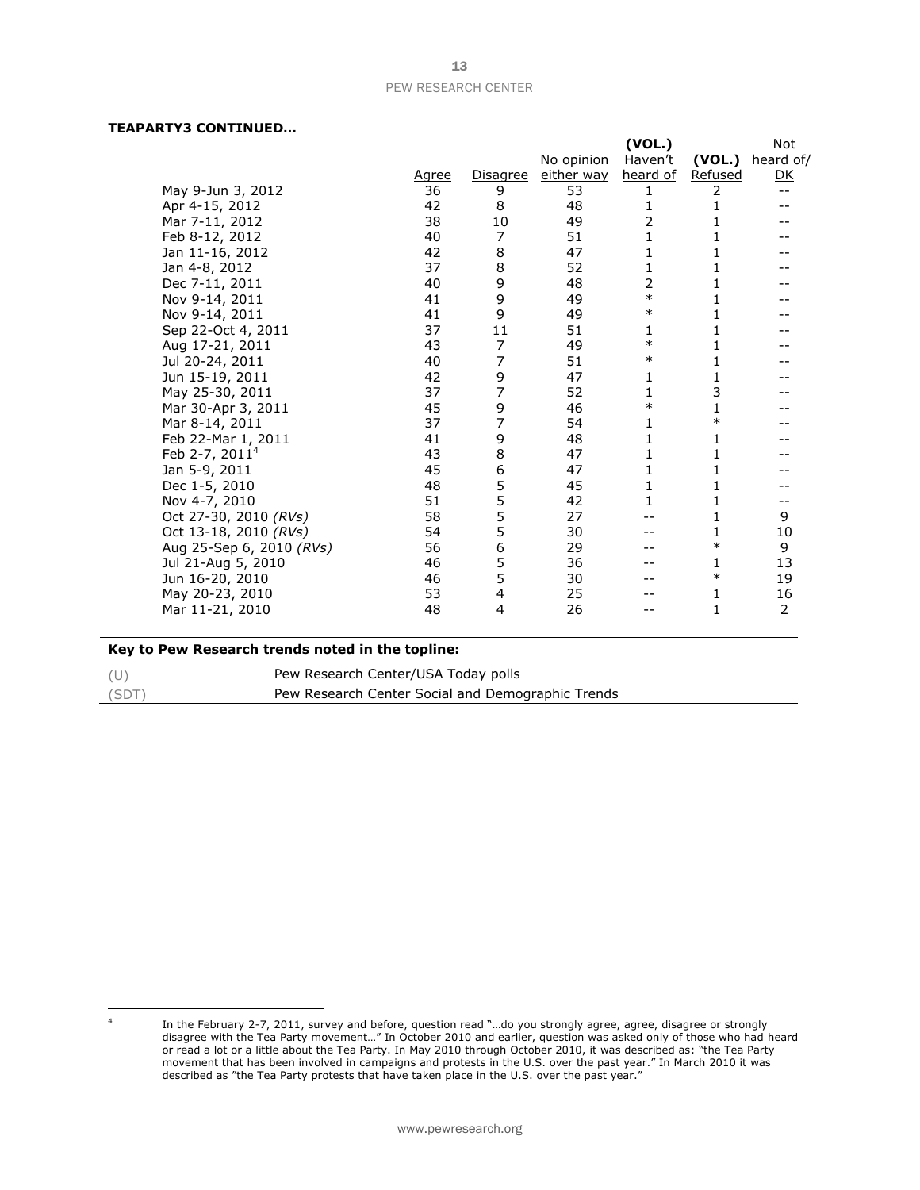**TEAPARTY3 CONTINUED…**

| | Agree | Disagree | No opinion either way | (VOL.) Haven't heard of | (VOL.) Refused | Not heard of/ DK |
|---|---|---|---|---|---|---|
| May 9-Jun 3, 2012 | 36 | 9 | 53 | 1 | 2 | -- |
| Apr 4-15, 2012 | 42 | 8 | 48 | 1 | 1 | -- |
| Mar 7-11, 2012 | 38 | 10 | 49 | 2 | 1 | -- |
| Feb 8-12, 2012 | 40 | 7 | 51 | 1 | 1 | -- |
| Jan 11-16, 2012 | 42 | 8 | 47 | 1 | 1 | -- |
| Jan 4-8, 2012 | 37 | 8 | 52 | 1 | 1 | -- |
| Dec 7-11, 2011 | 40 | 9 | 48 | 2 | 1 | -- |
| Nov 9-14, 2011 | 41 | 9 | 49 | * | 1 | -- |
| Nov 9-14, 2011 | 41 | 9 | 49 | * | 1 | -- |
| Sep 22-Oct 4, 2011 | 37 | 11 | 51 | 1 | 1 | -- |
| Aug 17-21, 2011 | 43 | 7 | 49 | * | 1 | -- |
| Jul 20-24, 2011 | 40 | 7 | 51 | * | 1 | -- |
| Jun 15-19, 2011 | 42 | 9 | 47 | 1 | 1 | -- |
| May 25-30, 2011 | 37 | 7 | 52 | 1 | 3 | -- |
| Mar 30-Apr 3, 2011 | 45 | 9 | 46 | * | 1 | -- |
| Mar 8-14, 2011 | 37 | 7 | 54 | 1 | * | -- |
| Feb 22-Mar 1, 2011 | 41 | 9 | 48 | 1 | 1 | -- |
| Feb 2-7, 2011[4] | 43 | 8 | 47 | 1 | 1 | -- |
| Jan 5-9, 2011 | 45 | 6 | 47 | 1 | 1 | -- |
| Dec 1-5, 2010 | 48 | 5 | 45 | 1 | 1 | -- |
| Nov 4-7, 2010 | 51 | 5 | 42 | 1 | 1 | -- |
| Oct 27-30, 2010 *(RVs)* | 58 | 5 | 27 | -- | 1 | 9 |
| Oct 13-18, 2010 *(RVs)* | 54 | 5 | 30 | -- | 1 | 10 |
| Aug 25-Sep 6, 2010 *(RVs)* | 56 | 6 | 29 | -- | * | 9 |
| Jul 21-Aug 5, 2010 | 46 | 5 | 36 | -- | 1 | 13 |
| Jun 16-20, 2010 | 46 | 5 | 30 | -- | * | 19 |
| May 20-23, 2010 | 53 | 4 | 25 | -- | 1 | 16 |
| Mar 11-21, 2010 | 48 | 4 | 26 | -- | 1 | 2 |

**Key to Pew Research trends noted in the topline:**

| | |
|---|---|
| (U) | Pew Research Center/USA Today polls |
| (SDT) | Pew Research Center Social and Demographic Trends |

[4] In the February 2-7, 2011, survey and before, question read "…do you strongly agree, agree, disagree or strongly disagree with the Tea Party movement…" In October 2010 and earlier, question was asked only of those who had heard or read a lot or a little about the Tea Party. In May 2010 through October 2010, it was described as: "the Tea Party movement that has been involved in campaigns and protests in the U.S. over the past year." In March 2010 it was described as "the Tea Party protests that have taken place in the U.S. over the past year."